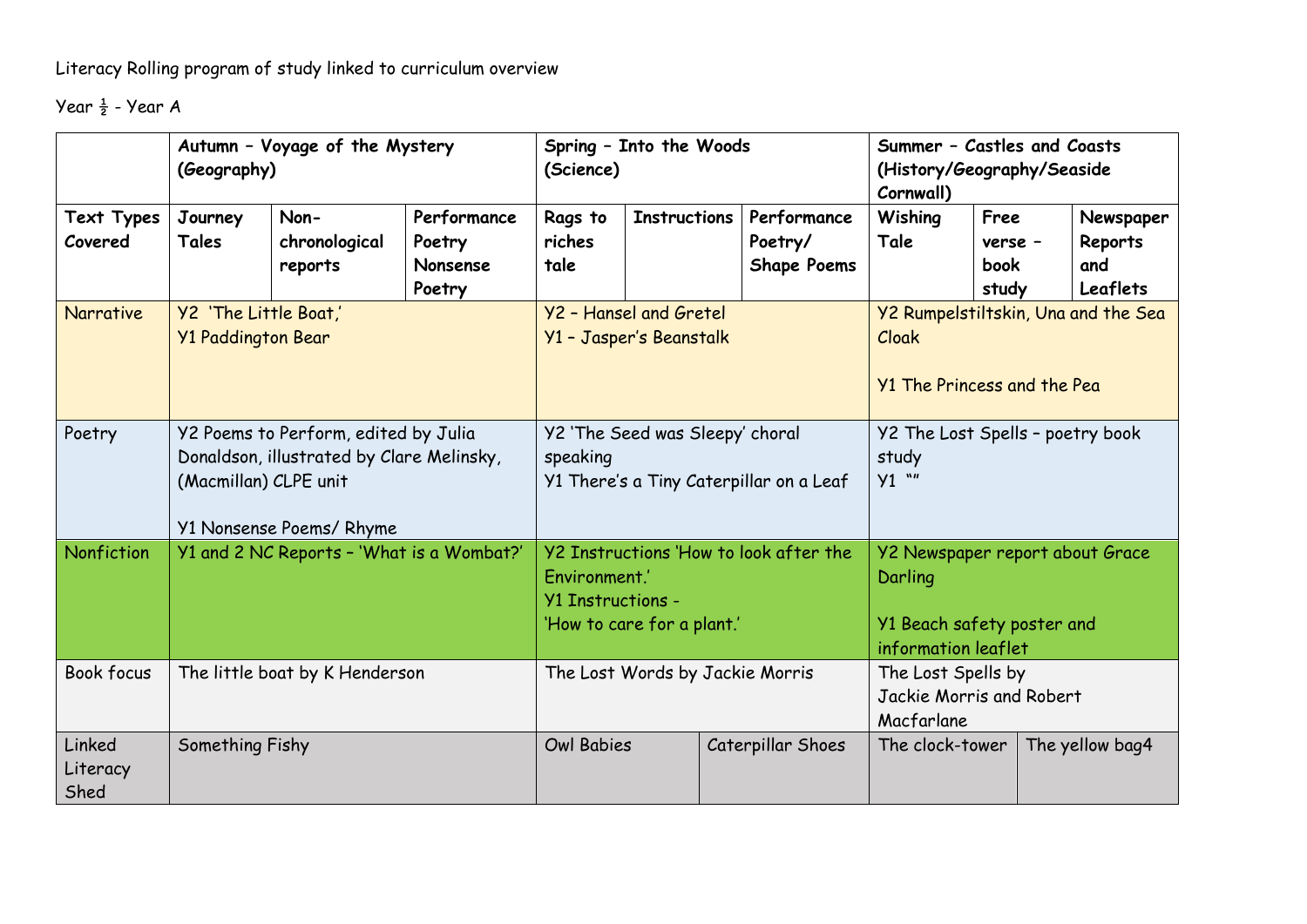Literacy Rolling program of study linked to curriculum overview

Year ½ - Year A

| | Autumn – Voyage of the Mystery (Geography) | | | Spring – Into the Woods (Science) | | | Summer – Castles and Coasts (History/Geography/Seaside Cornwall) | | |
|---|---|---|---|---|---|---|---|---|---|
| **Text Types Covered** | **Journey Tales** | **Non-chronological reports** | **Performance Poetry Nonsense Poetry** | **Rags to riches tale** | **Instructions** | **Performance Poetry/ Shape Poems** | **Wishing Tale** | **Free verse – book study** | **Newspaper Reports and Leaflets** |
| Narrative | Y2 'The Little Boat,'<br>Y1 Paddington Bear | | | Y2 – Hansel and Gretel<br>Y1 – Jasper's Beanstalk | | | Y2 Rumpelstiltskin, Una and the Sea Cloak<br><br>Y1 The Princess and the Pea | | |
| Poetry | Y2 Poems to Perform, edited by Julia Donaldson, illustrated by Clare Melinsky, (Macmillan) CLPE unit<br><br>Y1 Nonsense Poems/ Rhyme | | | Y2 'The Seed was Sleepy' choral speaking<br>Y1 There's a Tiny Caterpillar on a Leaf | | | Y2 The Lost Spells – poetry book study<br>Y1 "" | | |
| Nonfiction | Y1 and 2 NC Reports – 'What is a Wombat?' | | | Y2 Instructions 'How to look after the Environment.'<br>Y1 Instructions -<br>'How to care for a plant.' | | | Y2 Newspaper report about Grace Darling<br><br>Y1 Beach safety poster and information leaflet | | |
| Book focus | The little boat by K Henderson | | | The Lost Words by Jackie Morris | | | The Lost Spells by Jackie Morris and Robert Macfarlane | | |
| Linked Literacy Shed | Something Fishy | | | Owl Babies | | Caterpillar Shoes | The clock-tower | The yellow bag4 | |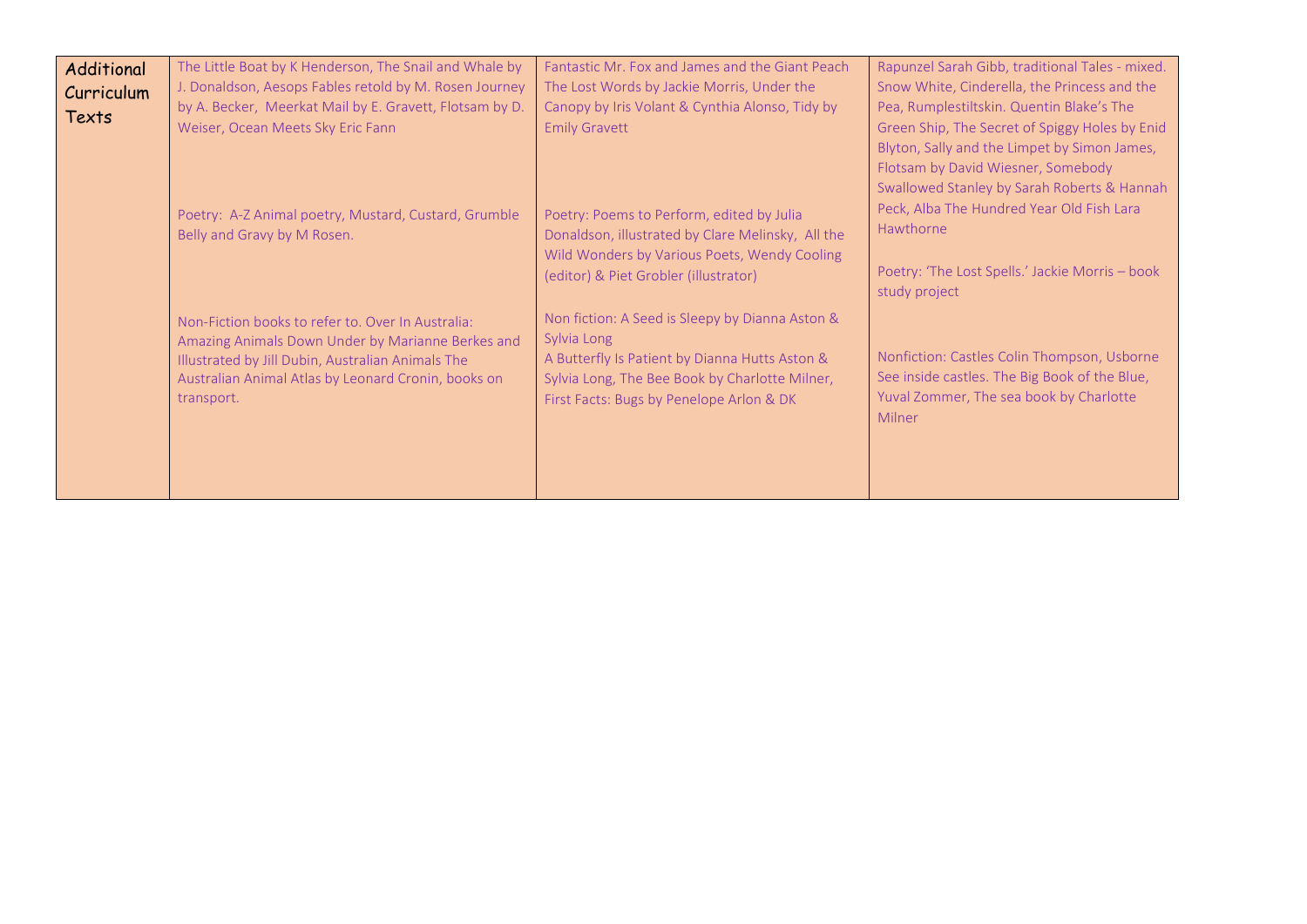| Additional Curriculum Texts | The Little Boat by K Henderson, The Snail and Whale by J. Donaldson, Aesops Fables retold by M. Rosen Journey by A. Becker, Meerkat Mail by E. Gravett, Flotsam by D. Weiser, Ocean Meets Sky Eric Fann<br><br>Poetry: A-Z Animal poetry, Mustard, Custard, Grumble Belly and Gravy by M Rosen.<br><br>Non-Fiction books to refer to. Over In Australia: Amazing Animals Down Under by Marianne Berkes and Illustrated by Jill Dubin, Australian Animals The Australian Animal Atlas by Leonard Cronin, books on transport. | Fantastic Mr. Fox and James and the Giant Peach The Lost Words by Jackie Morris, Under the Canopy by Iris Volant & Cynthia Alonso, Tidy by Emily Gravett<br><br>Poetry: Poems to Perform, edited by Julia Donaldson, illustrated by Clare Melinsky, All the Wild Wonders by Various Poets, Wendy Cooling (editor) & Piet Grobler (illustrator)<br><br>Non fiction: A Seed is Sleepy by Dianna Aston & Sylvia Long<br>A Butterfly Is Patient by Dianna Hutts Aston & Sylvia Long, The Bee Book by Charlotte Milner, First Facts: Bugs by Penelope Arlon & DK | Rapunzel Sarah Gibb, traditional Tales - mixed. Snow White, Cinderella, the Princess and the Pea, Rumplestiltskin. Quentin Blake's The Green Ship, The Secret of Spiggy Holes by Enid Blyton, Sally and the Limpet by Simon James, Flotsam by David Wiesner, Somebody Swallowed Stanley by Sarah Roberts & Hannah Peck, Alba The Hundred Year Old Fish Lara Hawthorne<br><br>Poetry: 'The Lost Spells.' Jackie Morris – book study project<br><br>Nonfiction: Castles Colin Thompson, Usborne See inside castles. The Big Book of the Blue, Yuval Zommer, The sea book by Charlotte Milner |
|---|---|---|---|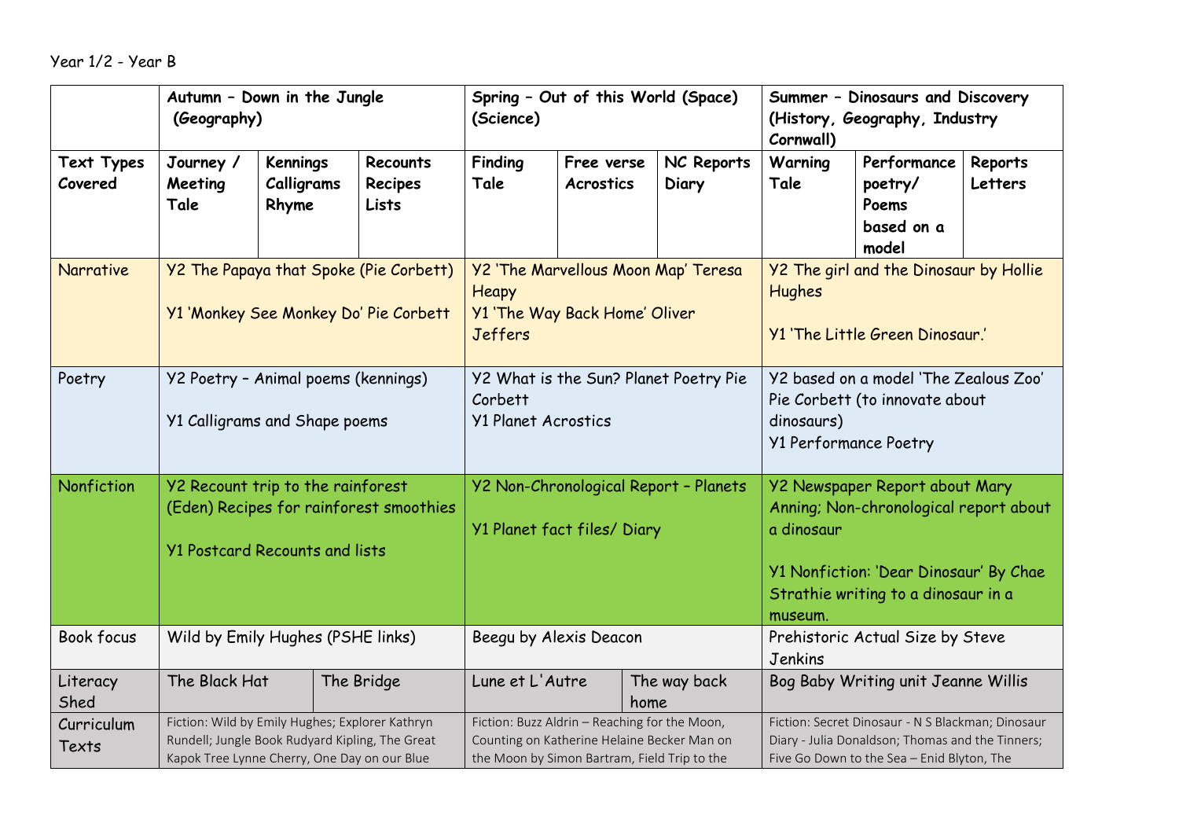Year 1/2 - Year B

| | Autumn – Down in the Jungle (Geography) | | | Spring – Out of this World (Space) (Science) | | | Summer – Dinosaurs and Discovery (History, Geography, Industry Cornwall) | | |
|---|---|---|---|---|---|---|---|---|---|
| Text Types Covered | Journey / Meeting Tale | Kennings Calligrams Rhyme | Recounts Recipes Lists | Finding Tale | Free verse Acrostics | NC Reports Diary | Warning Tale | Performance poetry/ Poems based on a model | Reports Letters |
| Narrative | Y2 The Papaya that Spoke (Pie Corbett)<br><br>Y1 'Monkey See Monkey Do' Pie Corbett | | | Y2 'The Marvellous Moon Map' Teresa Heapy<br>Y1 'The Way Back Home' Oliver Jeffers | | | Y2 The girl and the Dinosaur by Hollie Hughes<br><br>Y1 'The Little Green Dinosaur.' | | |
| Poetry | Y2 Poetry – Animal poems (kennings)<br><br>Y1 Calligrams and Shape poems | | | Y2 What is the Sun? Planet Poetry Pie Corbett<br>Y1 Planet Acrostics | | | Y2 based on a model 'The Zealous Zoo' Pie Corbett (to innovate about dinosaurs)<br>Y1 Performance Poetry | | |
| Nonfiction | Y2 Recount trip to the rainforest (Eden) Recipes for rainforest smoothies<br><br>Y1 Postcard Recounts and lists | | | Y2 Non-Chronological Report – Planets<br><br>Y1 Planet fact files/ Diary | | | Y2 Newspaper Report about Mary Anning; Non-chronological report about a dinosaur<br><br>Y1 Nonfiction: 'Dear Dinosaur' By Chae Strathie writing to a dinosaur in a museum. | | |
| Book focus | Wild by Emily Hughes (PSHE links) | | | Beegu by Alexis Deacon | | | Prehistoric Actual Size by Steve Jenkins | | |
| Literacy Shed | The Black Hat | | The Bridge | Lune et L'Autre | | The way back home | Bog Baby Writing unit Jeanne Willis | | |
| Curriculum Texts | Fiction: Wild by Emily Hughes; Explorer Kathryn Rundell; Jungle Book Rudyard Kipling, The Great Kapok Tree Lynne Cherry, One Day on our Blue | | | Fiction: Buzz Aldrin – Reaching for the Moon, Counting on Katherine Helaine Becker Man on the Moon by Simon Bartram, Field Trip to the | | | Fiction: Secret Dinosaur - N S Blackman; Dinosaur Diary - Julia Donaldson; Thomas and the Tinners; Five Go Down to the Sea – Enid Blyton, The | | |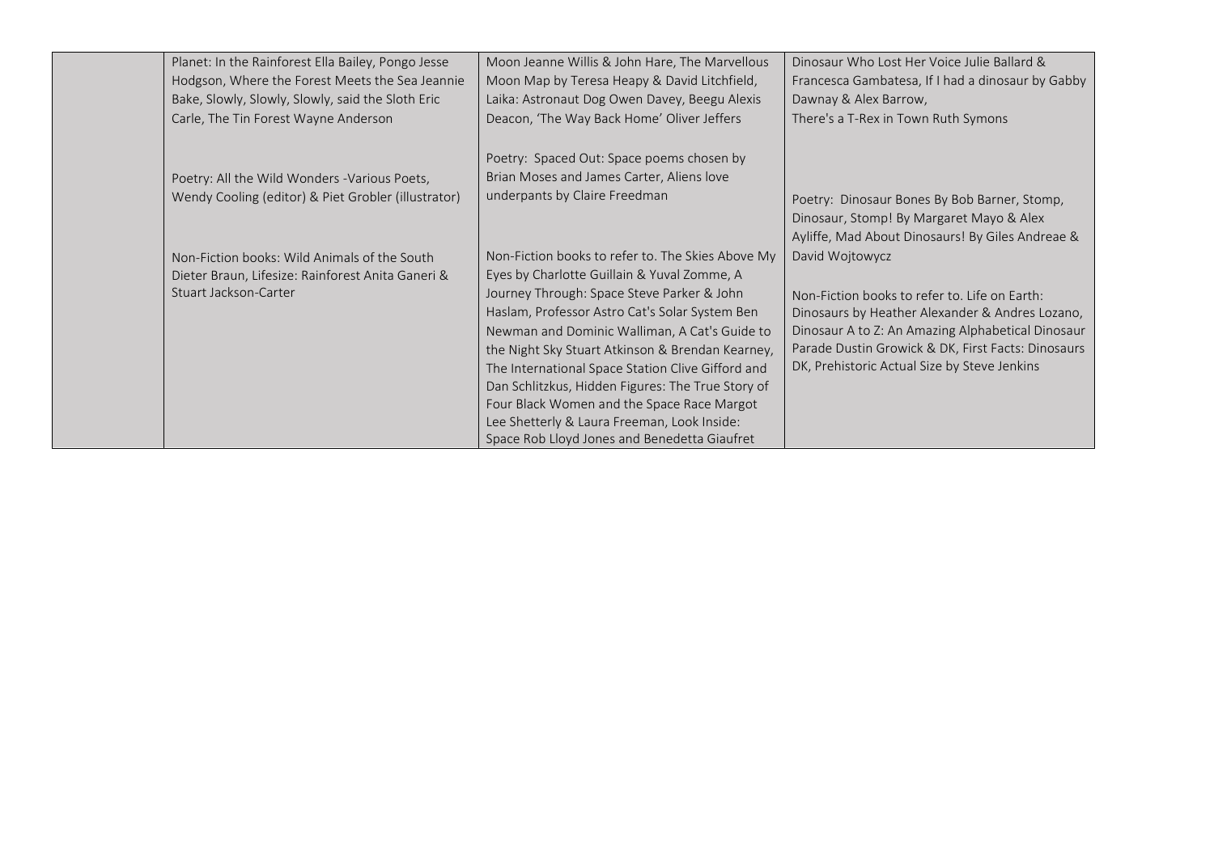| | | | |
|---|---|---|---|
| | Planet: In the Rainforest Ella Bailey, Pongo Jesse Hodgson, Where the Forest Meets the Sea Jeannie Bake, Slowly, Slowly, Slowly, said the Sloth Eric Carle, The Tin Forest Wayne Anderson<br><br>Poetry: All the Wild Wonders -Various Poets, Wendy Cooling (editor) & Piet Grobler (illustrator)<br><br>Non-Fiction books: Wild Animals of the South Dieter Braun, Lifesize: Rainforest Anita Ganeri & Stuart Jackson-Carter | Moon Jeanne Willis & John Hare, The Marvellous Moon Map by Teresa Heapy & David Litchfield, Laika: Astronaut Dog Owen Davey, Beegu Alexis Deacon, 'The Way Back Home' Oliver Jeffers<br><br>Poetry: Spaced Out: Space poems chosen by Brian Moses and James Carter, Aliens love underpants by Claire Freedman<br><br>Non-Fiction books to refer to. The Skies Above My Eyes by Charlotte Guillain & Yuval Zomme, A Journey Through: Space Steve Parker & John Haslam, Professor Astro Cat's Solar System Ben Newman and Dominic Walliman, A Cat's Guide to the Night Sky Stuart Atkinson & Brendan Kearney, The International Space Station Clive Gifford and Dan Schlitzkus, Hidden Figures: The True Story of Four Black Women and the Space Race Margot Lee Shetterly & Laura Freeman, Look Inside: Space Rob Lloyd Jones and Benedetta Giaufret | Dinosaur Who Lost Her Voice Julie Ballard & Francesca Gambatesa, If I had a dinosaur by Gabby Dawnay & Alex Barrow, There's a T-Rex in Town Ruth Symons<br><br>Poetry: Dinosaur Bones By Bob Barner, Stomp, Dinosaur, Stomp! By Margaret Mayo & Alex Ayliffe, Mad About Dinosaurs! By Giles Andreae & David Wojtowycz<br><br>Non-Fiction books to refer to. Life on Earth: Dinosaurs by Heather Alexander & Andres Lozano, Dinosaur A to Z: An Amazing Alphabetical Dinosaur Parade Dustin Growick & DK, First Facts: Dinosaurs DK, Prehistoric Actual Size by Steve Jenkins |